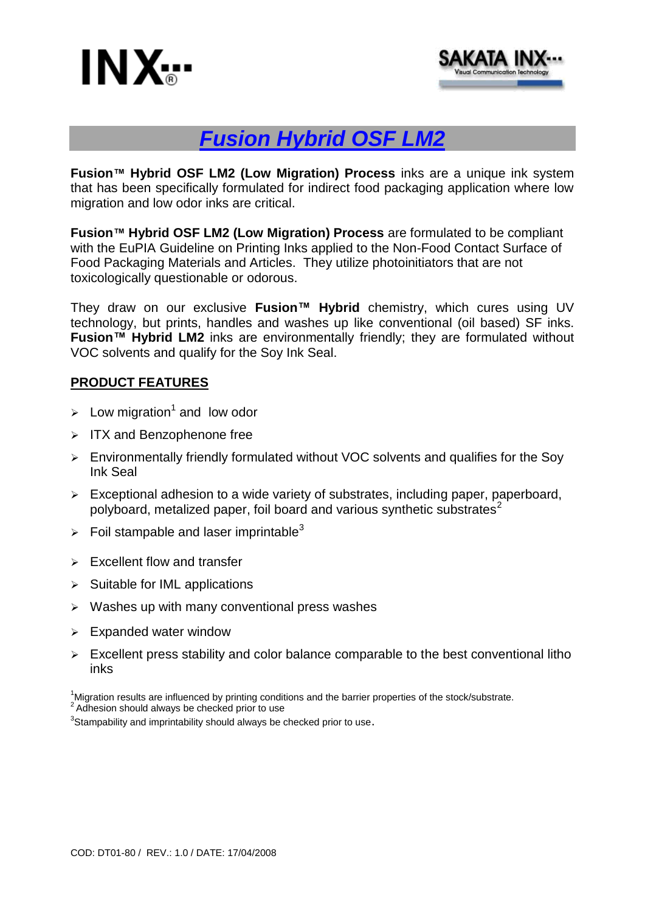# *Fusion Hybrid OSF LM2*

**Fusion™ Hybrid OSF LM2 (Low Migration) Process** inks are a unique ink system that has been specifically formulated for indirect food packaging application where low migration and low odor inks are critical.

**Fusion™ Hybrid OSF LM2 (Low Migration) Process** are formulated to be compliant with the EuPIA Guideline on Printing Inks applied to the Non-Food Contact Surface of Food Packaging Materials and Articles. They utilize photoinitiators that are not toxicologically questionable or odorous.

They draw on our exclusive **Fusion™ Hybrid** chemistry, which cures using UV technology, but prints, handles and washes up like conventional (oil based) SF inks. **Fusion™ Hybrid LM2** inks are environmentally friendly; they are formulated without VOC solvents and qualify for the Soy Ink Seal.

## PRODUCT FEATURES

- Low migration[1] and low odor
- ITX and Benzophenone free
- Environmentally friendly formulated without VOC solvents and qualifies for the Soy Ink Seal
- Exceptional adhesion to a wide variety of substrates, including paper, paperboard, polyboard, metalized paper, foil board and various synthetic substrates[2]
- Foil stampable and laser imprintable[3]
- Excellent flow and transfer
- Suitable for IML applications
- Washes up with many conventional press washes
- Expanded water window
- Excellent press stability and color balance comparable to the best conventional litho inks

[1]Migration results are influenced by printing conditions and the barrier properties of the stock/substrate.
[2]Adhesion should always be checked prior to use
[3]Stampability and imprintability should always be checked prior to use.

COD: DT01-80 / REV.: 1.0 / DATE: 17/04/2008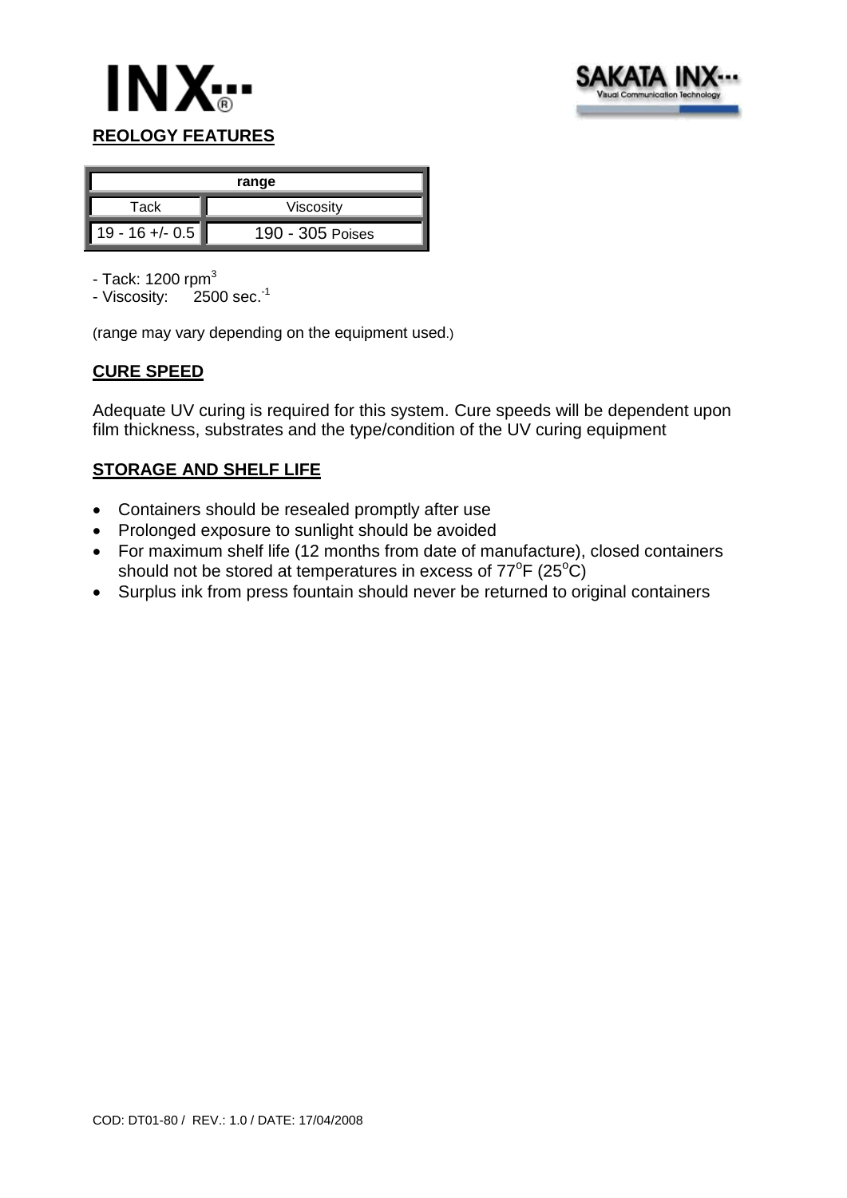## REOLOGY FEATURES

| range | |
|---|---|
| Tack | Viscosity |
| 19 - 16 +/- 0.5 | 190 - 305 Poises |

- Tack: 1200 $rpm^3$
- Viscosity: 2500 $sec.^{-1}$

(range may vary depending on the equipment used.)

## CURE SPEED

Adequate UV curing is required for this system. Cure speeds will be dependent upon film thickness, substrates and the type/condition of the UV curing equipment

## STORAGE AND SHELF LIFE

- Containers should be resealed promptly after use
- Prolonged exposure to sunlight should be avoided
- For maximum shelf life (12 months from date of manufacture), closed containers should not be stored at temperatures in excess of 77$^{o}$F (25$^{o}$C)
- Surplus ink from press fountain should never be returned to original containers

COD: DT01-80 / REV.: 1.0 / DATE: 17/04/2008